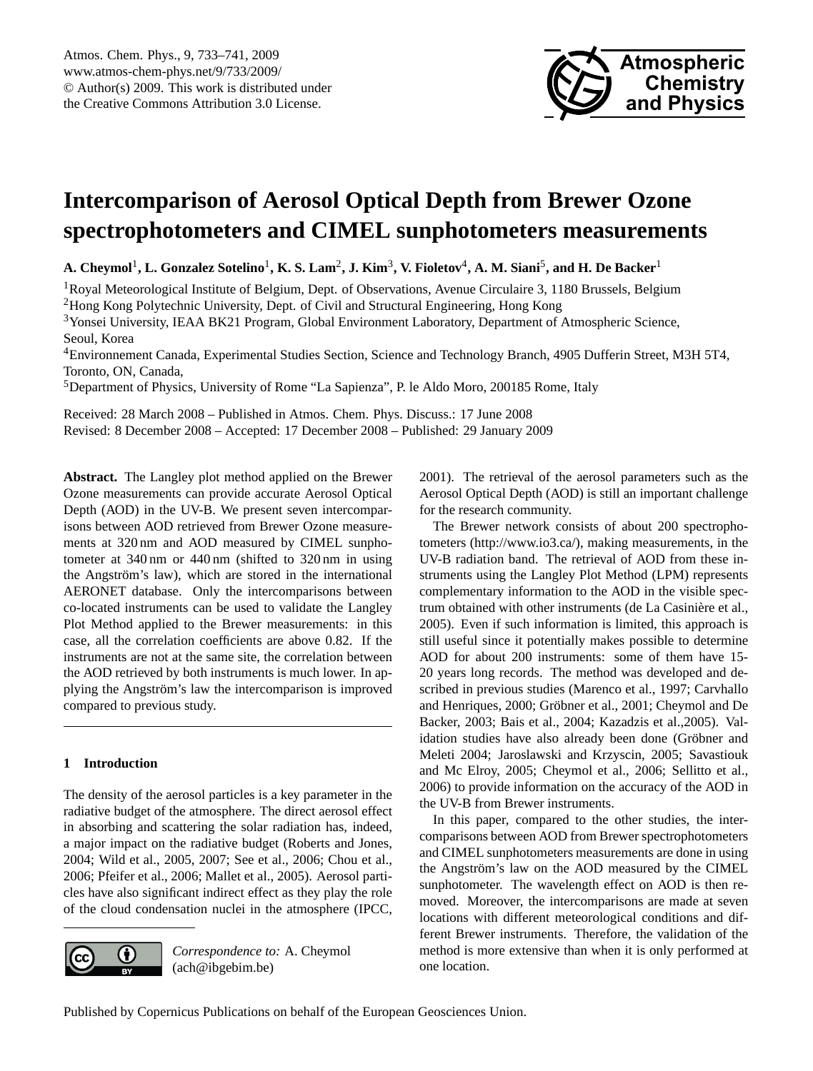# Intercomparison of Aerosol Optical Depth from Brewer Ozone spectrophotometers and CIMEL sunphotometers measurements

**A. Cheymol[1], L. Gonzalez Sotelino[1], K. S. Lam[2], J. Kim[3], V. Fioletov[4], A. M. Siani[5], and H. De Backer[1]**

[1]Royal Meteorological Institute of Belgium, Dept. of Observations, Avenue Circulaire 3, 1180 Brussels, Belgium
[2]Hong Kong Polytechnic University, Dept. of Civil and Structural Engineering, Hong Kong
[3]Yonsei University, IEAA BK21 Program, Global Environment Laboratory, Department of Atmospheric Science, Seoul, Korea
[4]Environnement Canada, Experimental Studies Section, Science and Technology Branch, 4905 Dufferin Street, M3H 5T4, Toronto, ON, Canada,
[5]Department of Physics, University of Rome "La Sapienza", P. le Aldo Moro, 200185 Rome, Italy

Received: 28 March 2008 – Published in Atmos. Chem. Phys. Discuss.: 17 June 2008
Revised: 8 December 2008 – Accepted: 17 December 2008 – Published: 29 January 2009

**Abstract.** The Langley plot method applied on the Brewer Ozone measurements can provide accurate Aerosol Optical Depth (AOD) in the UV-B. We present seven intercomparisons between AOD retrieved from Brewer Ozone measurements at 320 nm and AOD measured by CIMEL sunphotometer at 340 nm or 440 nm (shifted to 320 nm in using the Angström's law), which are stored in the international AERONET database. Only the intercomparisons between co-located instruments can be used to validate the Langley Plot Method applied to the Brewer measurements: in this case, all the correlation coefficients are above 0.82. If the instruments are not at the same site, the correlation between the AOD retrieved by both instruments is much lower. In applying the Angström's law the intercomparison is improved compared to previous study.

## 1 Introduction

The density of the aerosol particles is a key parameter in the radiative budget of the atmosphere. The direct aerosol effect in absorbing and scattering the solar radiation has, indeed, a major impact on the radiative budget (Roberts and Jones, 2004; Wild et al., 2005, 2007; See et al., 2006; Chou et al., 2006; Pfeifer et al., 2006; Mallet et al., 2005). Aerosol particles have also significant indirect effect as they play the role of the cloud condensation nuclei in the atmosphere (IPCC, 2001). The retrieval of the aerosol parameters such as the Aerosol Optical Depth (AOD) is still an important challenge for the research community.

The Brewer network consists of about 200 spectrophotometers (http://www.io3.ca/), making measurements, in the UV-B radiation band. The retrieval of AOD from these instruments using the Langley Plot Method (LPM) represents complementary information to the AOD in the visible spectrum obtained with other instruments (de La Casinière et al., 2005). Even if such information is limited, this approach is still useful since it potentially makes possible to determine AOD for about 200 instruments: some of them have 15-20 years long records. The method was developed and described in previous studies (Marenco et al., 1997; Carvhallo and Henriques, 2000; Gröbner et al., 2001; Cheymol and De Backer, 2003; Bais et al., 2004; Kazadzis et al.,2005). Validation studies have also already been done (Gröbner and Meleti 2004; Jaroslawski and Krzyscin, 2005; Savastiouk and Mc Elroy, 2005; Cheymol et al., 2006; Sellitto et al., 2006) to provide information on the accuracy of the AOD in the UV-B from Brewer instruments.

In this paper, compared to the other studies, the intercomparisons between AOD from Brewer spectrophotometers and CIMEL sunphotometers measurements are done in using the Angström's law on the AOD measured by the CIMEL sunphotometer. The wavelength effect on AOD is then removed. Moreover, the intercomparisons are made at seven locations with different meteorological conditions and different Brewer instruments. Therefore, the validation of the method is more extensive than when it is only performed at one location.

*Correspondence to:* A. Cheymol
(ach@ibgebim.be)

Published by Copernicus Publications on behalf of the European Geosciences Union.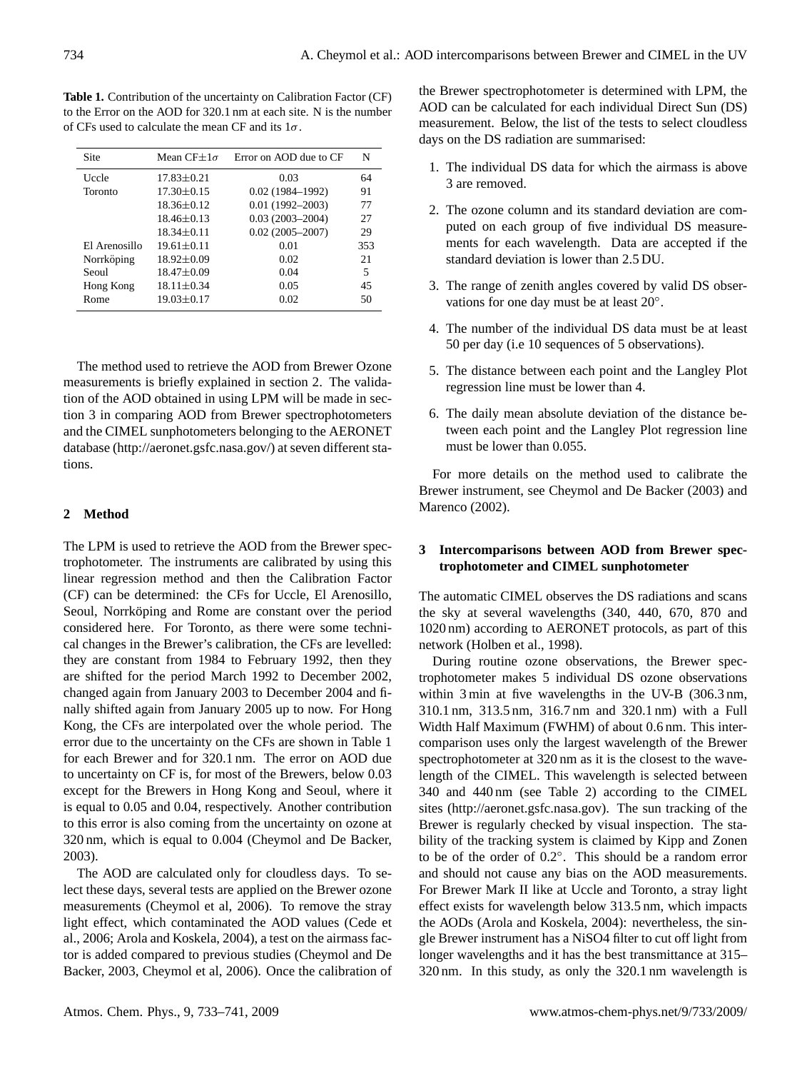**Table 1.** Contribution of the uncertainty on Calibration Factor (CF) to the Error on the AOD for 320.1 nm at each site. N is the number of CFs used to calculate the mean CF and its $1\sigma$.

| Site | Mean CF$\pm1\sigma$ | Error on AOD due to CF | N |
|---|---|---|---|
| Uccle | 17.83±0.21 | 0.03 | 64 |
| Toronto | 17.30±0.15 | 0.02 (1984–1992) | 91 |
| | 18.36±0.12 | 0.01 (1992–2003) | 77 |
| | 18.46±0.13 | 0.03 (2003–2004) | 27 |
| | 18.34±0.11 | 0.02 (2005–2007) | 29 |
| El Arenosillo | 19.61±0.11 | 0.01 | 353 |
| Norrköping | 18.92±0.09 | 0.02 | 21 |
| Seoul | 18.47±0.09 | 0.04 | 5 |
| Hong Kong | 18.11±0.34 | 0.05 | 45 |
| Rome | 19.03±0.17 | 0.02 | 50 |

The method used to retrieve the AOD from Brewer Ozone measurements is briefly explained in section 2. The validation of the AOD obtained in using LPM will be made in section 3 in comparing AOD from Brewer spectrophotometers and the CIMEL sunphotometers belonging to the AERONET database (http://aeronet.gsfc.nasa.gov/) at seven different stations.

## 2 Method

The LPM is used to retrieve the AOD from the Brewer spectrophotometer. The instruments are calibrated by using this linear regression method and then the Calibration Factor (CF) can be determined: the CFs for Uccle, El Arenosillo, Seoul, Norrköping and Rome are constant over the period considered here. For Toronto, as there were some technical changes in the Brewer's calibration, the CFs are levelled: they are constant from 1984 to February 1992, then they are shifted for the period March 1992 to December 2002, changed again from January 2003 to December 2004 and finally shifted again from January 2005 up to now. For Hong Kong, the CFs are interpolated over the whole period. The error due to the uncertainty on the CFs are shown in Table 1 for each Brewer and for 320.1 nm. The error on AOD due to uncertainty on CF is, for most of the Brewers, below 0.03 except for the Brewers in Hong Kong and Seoul, where it is equal to 0.05 and 0.04, respectively. Another contribution to this error is also coming from the uncertainty on ozone at 320 nm, which is equal to 0.004 (Cheymol and De Backer, 2003).

The AOD are calculated only for cloudless days. To select these days, several tests are applied on the Brewer ozone measurements (Cheymol et al, 2006). To remove the stray light effect, which contaminated the AOD values (Cede et al., 2006; Arola and Koskela, 2004), a test on the airmass factor is added compared to previous studies (Cheymol and De Backer, 2003, Cheymol et al, 2006). Once the calibration of the Brewer spectrophotometer is determined with LPM, the AOD can be calculated for each individual Direct Sun (DS) measurement. Below, the list of the tests to select cloudless days on the DS radiation are summarised:

1. The individual DS data for which the airmass is above 3 are removed.
2. The ozone column and its standard deviation are computed on each group of five individual DS measurements for each wavelength. Data are accepted if the standard deviation is lower than 2.5 DU.
3. The range of zenith angles covered by valid DS observations for one day must be at least 20°.
4. The number of the individual DS data must be at least 50 per day (i.e 10 sequences of 5 observations).
5. The distance between each point and the Langley Plot regression line must be lower than 4.
6. The daily mean absolute deviation of the distance between each point and the Langley Plot regression line must be lower than 0.055.

For more details on the method used to calibrate the Brewer instrument, see Cheymol and De Backer (2003) and Marenco (2002).

## 3 Intercomparisons between AOD from Brewer spectrophotometer and CIMEL sunphotometer

The automatic CIMEL observes the DS radiations and scans the sky at several wavelengths (340, 440, 670, 870 and 1020 nm) according to AERONET protocols, as part of this network (Holben et al., 1998).

During routine ozone observations, the Brewer spectrophotometer makes 5 individual DS ozone observations within 3 min at five wavelengths in the UV-B (306.3 nm, 310.1 nm, 313.5 nm, 316.7 nm and 320.1 nm) with a Full Width Half Maximum (FWHM) of about 0.6 nm. This intercomparison uses only the largest wavelength of the Brewer spectrophotometer at 320 nm as it is the closest to the wavelength of the CIMEL. This wavelength is selected between 340 and 440 nm (see Table 2) according to the CIMEL sites (http://aeronet.gsfc.nasa.gov). The sun tracking of the Brewer is regularly checked by visual inspection. The stability of the tracking system is claimed by Kipp and Zonen to be of the order of 0.2°. This should be a random error and should not cause any bias on the AOD measurements. For Brewer Mark II like at Uccle and Toronto, a stray light effect exists for wavelength below 313.5 nm, which impacts the AODs (Arola and Koskela, 2004): nevertheless, the single Brewer instrument has a $NiSO_4$ filter to cut off light from longer wavelengths and it has the best transmittance at 315–320 nm. In this study, as only the 320.1 nm wavelength is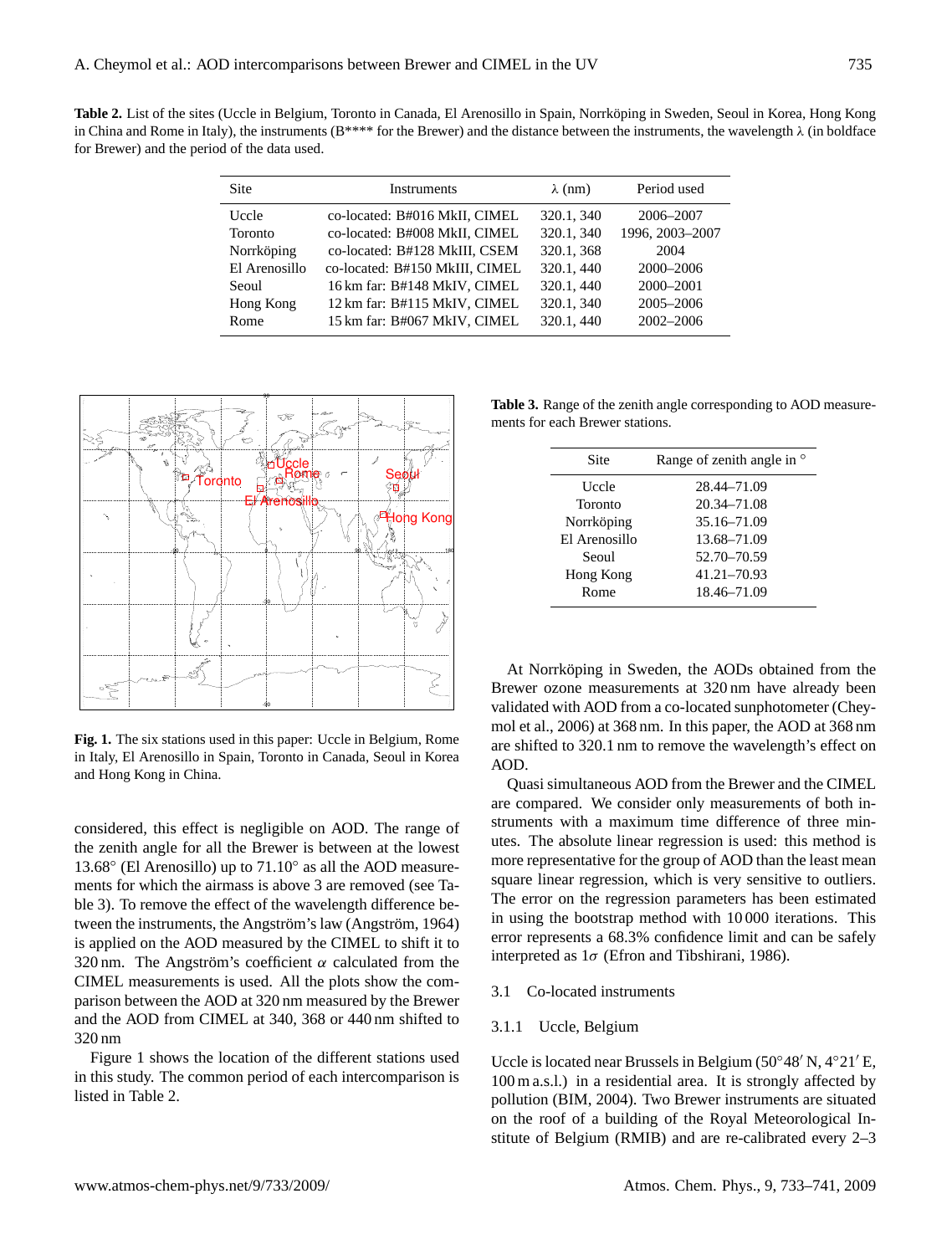**Table 2.** List of the sites (Uccle in Belgium, Toronto in Canada, El Arenosillo in Spain, Norrköping in Sweden, Seoul in Korea, Hong Kong in China and Rome in Italy), the instruments (B**** for the Brewer) and the distance between the instruments, the wavelength λ (in boldface for Brewer) and the period of the data used.

| Site | Instruments | λ (nm) | Period used |
|---|---|---|---|
| Uccle | co-located: B#016 MkII, CIMEL | **320.1**, 340 | 2006–2007 |
| Toronto | co-located: B#008 MkII, CIMEL | **320.1**, 340 | 1996, 2003–2007 |
| Norrköping | co-located: B#128 MkIII, CSEM | **320.1**, 368 | 2004 |
| El Arenosillo | co-located: B#150 MkIII, CIMEL | **320.1**, 440 | 2000–2006 |
| Seoul | 16 km far: B#148 MkIV, CIMEL | **320.1**, 440 | 2000–2001 |
| Hong Kong | 12 km far: B#115 MkIV, CIMEL | **320.1**, 340 | 2005–2006 |
| Rome | 15 km far: B#067 MkIV, CIMEL | **320.1**, 440 | 2002–2006 |

**Fig. 1.** The six stations used in this paper: Uccle in Belgium, Rome in Italy, El Arenosillo in Spain, Toronto in Canada, Seoul in Korea and Hong Kong in China.

considered, this effect is negligible on AOD. The range of the zenith angle for all the Brewer is between at the lowest 13.68° (El Arenosillo) up to 71.10° as all the AOD measurements for which the airmass is above 3 are removed (see Table 3). To remove the effect of the wavelength difference between the instruments, the Angström's law (Angström, 1964) is applied on the AOD measured by the CIMEL to shift it to 320 nm. The Angström's coefficient $\alpha$ calculated from the CIMEL measurements is used. All the plots show the comparison between the AOD at 320 nm measured by the Brewer and the AOD from CIMEL at 340, 368 or 440 nm shifted to 320 nm

Figure 1 shows the location of the different stations used in this study. The common period of each intercomparison is listed in Table 2.

**Table 3.** Range of the zenith angle corresponding to AOD measurements for each Brewer stations.

| Site | Range of zenith angle in ° |
|---|---|
| Uccle | 28.44–71.09 |
| Toronto | 20.34–71.08 |
| Norrköping | 35.16–71.09 |
| El Arenosillo | 13.68–71.09 |
| Seoul | 52.70–70.59 |
| Hong Kong | 41.21–70.93 |
| Rome | 18.46–71.09 |

At Norrköping in Sweden, the AODs obtained from the Brewer ozone measurements at 320 nm have already been validated with AOD from a co-located sunphotometer (Cheymol et al., 2006) at 368 nm. In this paper, the AOD at 368 nm are shifted to 320.1 nm to remove the wavelength's effect on AOD.

Quasi simultaneous AOD from the Brewer and the CIMEL are compared. We consider only measurements of both instruments with a maximum time difference of three minutes. The absolute linear regression is used: this method is more representative for the group of AOD than the least mean square linear regression, which is very sensitive to outliers. The error on the regression parameters has been estimated in using the bootstrap method with 10 000 iterations. This error represents a 68.3% confidence limit and can be safely interpreted as $1\sigma$ (Efron and Tibshirani, 1986).

### 3.1 Co-located instruments

#### 3.1.1 Uccle, Belgium

Uccle is located near Brussels in Belgium (50°48′ N, 4°21′ E, 100 m a.s.l.) in a residential area. It is strongly affected by pollution (BIM, 2004). Two Brewer instruments are situated on the roof of a building of the Royal Meteorological Institute of Belgium (RMIB) and are re-calibrated every 2–3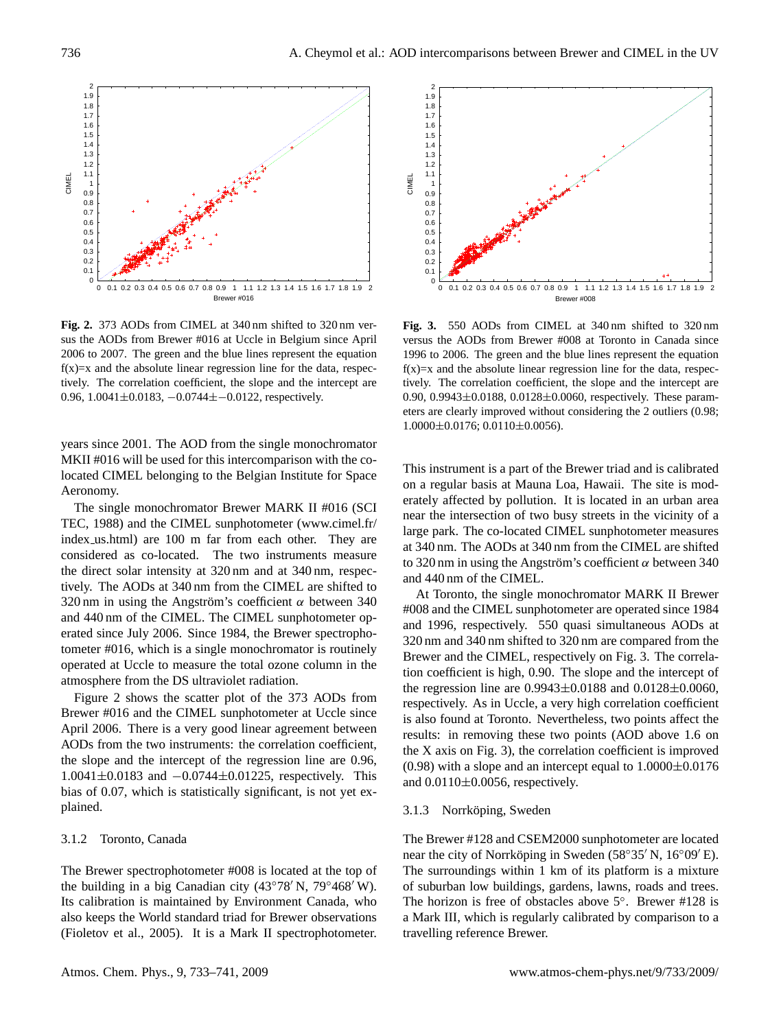Fig. 2. 373 AODs from CIMEL at 340 nm shifted to 320 nm versus the AODs from Brewer #016 at Uccle in Belgium since April 2006 to 2007. The green and the blue lines represent the equation f(x)=x and the absolute linear regression line for the data, respectively. The correlation coefficient, the slope and the intercept are 0.96, 1.0041±0.0183, −0.0744±−0.0122, respectively.

Fig. 3. 550 AODs from CIMEL at 340 nm shifted to 320 nm versus the AODs from Brewer #008 at Toronto in Canada since 1996 to 2006. The green and the blue lines represent the equation f(x)=x and the absolute linear regression line for the data, respectively. The correlation coefficient, the slope and the intercept are 0.90, 0.9943±0.0188, 0.0128±0.0060, respectively. These parameters are clearly improved without considering the 2 outliers (0.98; 1.0000±0.0176; 0.0110±0.0056).

years since 2001. The AOD from the single monochromator MKII #016 will be used for this intercomparison with the co-located CIMEL belonging to the Belgian Institute for Space Aeronomy.

The single monochromator Brewer MARK II #016 (SCI TEC, 1988) and the CIMEL sunphotometer (www.cimel.fr/index_us.html) are 100 m far from each other. They are considered as co-located. The two instruments measure the direct solar intensity at 320 nm and at 340 nm, respectively. The AODs at 340 nm from the CIMEL are shifted to 320 nm in using the Angström's coefficient $\alpha$ between 340 and 440 nm of the CIMEL. The CIMEL sunphotometer operated since July 2006. Since 1984, the Brewer spectrophotometer #016, which is a single monochromator is routinely operated at Uccle to measure the total ozone column in the atmosphere from the DS ultraviolet radiation.

Figure 2 shows the scatter plot of the 373 AODs from Brewer #016 and the CIMEL sunphotometer at Uccle since April 2006. There is a very good linear agreement between AODs from the two instruments: the correlation coefficient, the slope and the intercept of the regression line are 0.96, 1.0041±0.0183 and −0.0744±0.01225, respectively. This bias of 0.07, which is statistically significant, is not yet explained.

### 3.1.2 Toronto, Canada

The Brewer spectrophotometer #008 is located at the top of the building in a big Canadian city (43°78′ N, 79°468′ W). Its calibration is maintained by Environment Canada, who also keeps the World standard triad for Brewer observations (Fioletov et al., 2005). It is a Mark II spectrophotometer. This instrument is a part of the Brewer triad and is calibrated on a regular basis at Mauna Loa, Hawaii. The site is moderately affected by pollution. It is located in an urban area near the intersection of two busy streets in the vicinity of a large park. The co-located CIMEL sunphotometer measures at 340 nm. The AODs at 340 nm from the CIMEL are shifted to 320 nm in using the Angström's coefficient $\alpha$ between 340 and 440 nm of the CIMEL.

At Toronto, the single monochromator MARK II Brewer #008 and the CIMEL sunphotometer are operated since 1984 and 1996, respectively. 550 quasi simultaneous AODs at 320 nm and 340 nm shifted to 320 nm are compared from the Brewer and the CIMEL, respectively on Fig. 3. The correlation coefficient is high, 0.90. The slope and the intercept of the regression line are 0.9943±0.0188 and 0.0128±0.0060, respectively. As in Uccle, a very high correlation coefficient is also found at Toronto. Nevertheless, two points affect the results: in removing these two points (AOD above 1.6 on the X axis on Fig. 3), the correlation coefficient is improved (0.98) with a slope and an intercept equal to 1.0000±0.0176 and 0.0110±0.0056, respectively.

### 3.1.3 Norrköping, Sweden

The Brewer #128 and CSEM2000 sunphotometer are located near the city of Norrköping in Sweden (58°35′ N, 16°09′ E). The surroundings within 1 km of its platform is a mixture of suburban low buildings, gardens, lawns, roads and trees. The horizon is free of obstacles above 5°. Brewer #128 is a Mark III, which is regularly calibrated by comparison to a travelling reference Brewer.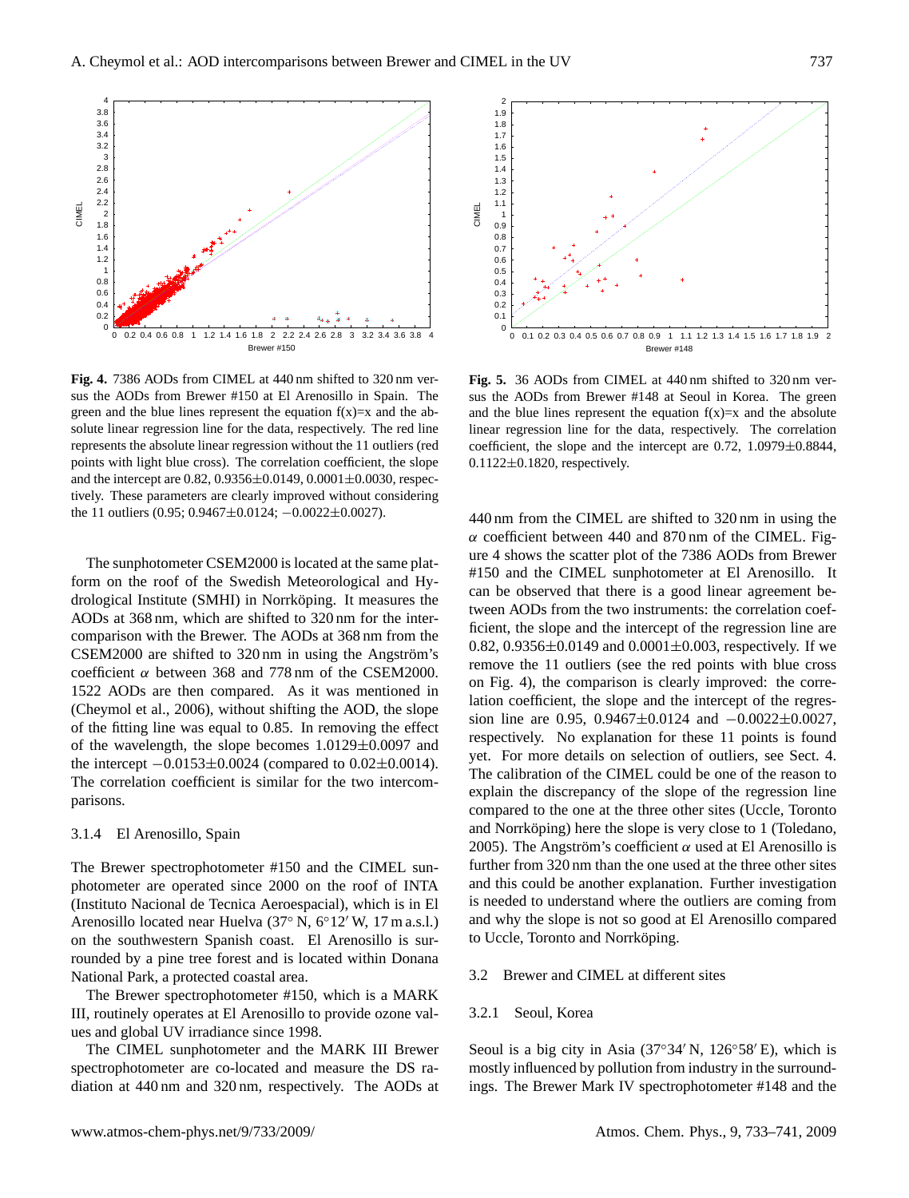**Fig. 4.** 7386 AODs from CIMEL at 440 nm shifted to 320 nm versus the AODs from Brewer #150 at El Arenosillo in Spain. The green and the blue lines represent the equation f(x)=x and the absolute linear regression line for the data, respectively. The red line represents the absolute linear regression without the 11 outliers (red points with light blue cross). The correlation coefficient, the slope and the intercept are 0.82, 0.9356±0.0149, 0.0001±0.0030, respectively. These parameters are clearly improved without considering the 11 outliers (0.95; 0.9467±0.0124; −0.0022±0.0027).

**Fig. 5.** 36 AODs from CIMEL at 440 nm shifted to 320 nm versus the AODs from Brewer #148 at Seoul in Korea. The green and the blue lines represent the equation f(x)=x and the absolute linear regression line for the data, respectively. The correlation coefficient, the slope and the intercept are 0.72, 1.0979±0.8844, 0.1122±0.1820, respectively.

The sunphotometer CSEM2000 is located at the same platform on the roof of the Swedish Meteorological and Hydrological Institute (SMHI) in Norrköping. It measures the AODs at 368 nm, which are shifted to 320 nm for the intercomparison with the Brewer. The AODs at 368 nm from the CSEM2000 are shifted to 320 nm in using the Angström's coefficient $\alpha$ between 368 and 778 nm of the CSEM2000. 1522 AODs are then compared. As it was mentioned in (Cheymol et al., 2006), without shifting the AOD, the slope of the fitting line was equal to 0.85. In removing the effect of the wavelength, the slope becomes 1.0129±0.0097 and the intercept −0.0153±0.0024 (compared to 0.02±0.0014). The correlation coefficient is similar for the two intercomparisons.

#### 3.1.4 El Arenosillo, Spain

The Brewer spectrophotometer #150 and the CIMEL sunphotometer are operated since 2000 on the roof of INTA (Instituto Nacional de Tecnica Aeroespacial), which is in El Arenosillo located near Huelva (37° N, 6°12′ W, 17 m a.s.l.) on the southwestern Spanish coast. El Arenosillo is surrounded by a pine tree forest and is located within Donana National Park, a protected coastal area.

The Brewer spectrophotometer #150, which is a MARK III, routinely operates at El Arenosillo to provide ozone values and global UV irradiance since 1998.

The CIMEL sunphotometer and the MARK III Brewer spectrophotometer are co-located and measure the DS radiation at 440 nm and 320 nm, respectively. The AODs at 440 nm from the CIMEL are shifted to 320 nm in using the $\alpha$ coefficient between 440 and 870 nm of the CIMEL. Figure 4 shows the scatter plot of the 7386 AODs from Brewer #150 and the CIMEL sunphotometer at El Arenosillo. It can be observed that there is a good linear agreement between AODs from the two instruments: the correlation coefficient, the slope and the intercept of the regression line are 0.82, 0.9356±0.0149 and 0.0001±0.003, respectively. If we remove the 11 outliers (see the red points with blue cross on Fig. 4), the comparison is clearly improved: the correlation coefficient, the slope and the intercept of the regression line are 0.95, 0.9467±0.0124 and −0.0022±0.0027, respectively. No explanation for these 11 points is found yet. For more details on selection of outliers, see Sect. 4. The calibration of the CIMEL could be one of the reason to explain the discrepancy of the slope of the regression line compared to the one at the three other sites (Uccle, Toronto and Norrköping) here the slope is very close to 1 (Toledano, 2005). The Angström's coefficient $\alpha$ used at El Arenosillo is further from 320 nm than the one used at the three other sites and this could be another explanation. Further investigation is needed to understand where the outliers are coming from and why the slope is not so good at El Arenosillo compared to Uccle, Toronto and Norrköping.

### 3.2 Brewer and CIMEL at different sites

#### 3.2.1 Seoul, Korea

Seoul is a big city in Asia (37°34′ N, 126°58′ E), which is mostly influenced by pollution from industry in the surroundings. The Brewer Mark IV spectrophotometer #148 and the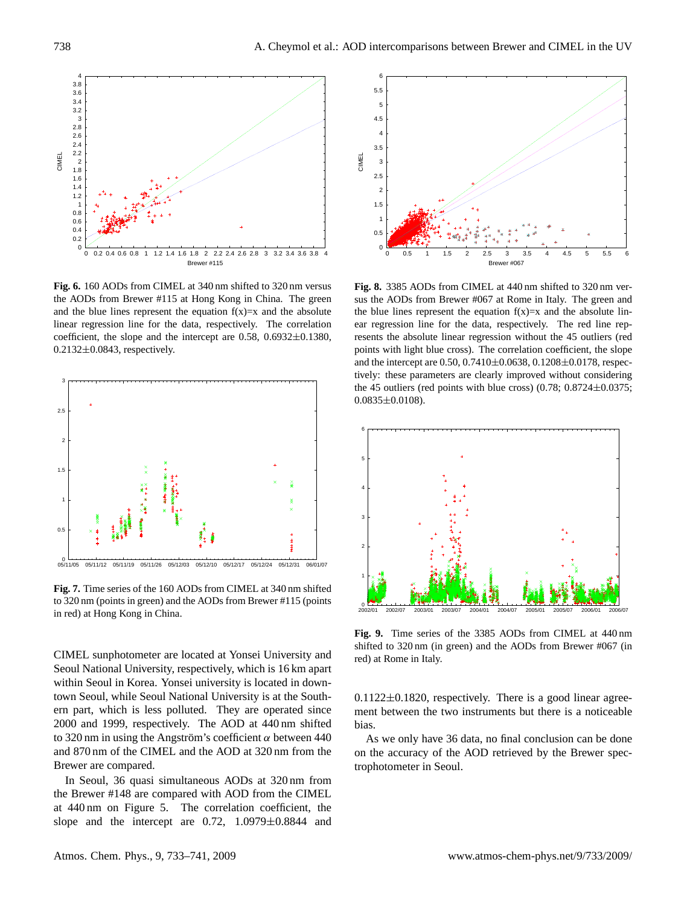**Fig. 6.** 160 AODs from CIMEL at 340 nm shifted to 320 nm versus the AODs from Brewer #115 at Hong Kong in China. The green and the blue lines represent the equation f(x)=x and the absolute linear regression line for the data, respectively. The correlation coefficient, the slope and the intercept are 0.58, 0.6932±0.1380, 0.2132±0.0843, respectively.

**Fig. 7.** Time series of the 160 AODs from CIMEL at 340 nm shifted to 320 nm (points in green) and the AODs from Brewer #115 (points in red) at Hong Kong in China.

CIMEL sunphotometer are located at Yonsei University and Seoul National University, respectively, which is 16 km apart within Seoul in Korea. Yonsei university is located in downtown Seoul, while Seoul National University is at the Southern part, which is less polluted. They are operated since 2000 and 1999, respectively. The AOD at 440 nm shifted to 320 nm in using the Angström's coefficient $\alpha$ between 440 and 870 nm of the CIMEL and the AOD at 320 nm from the Brewer are compared.

In Seoul, 36 quasi simultaneous AODs at 320 nm from the Brewer #148 are compared with AOD from the CIMEL at 440 nm on Figure 5. The correlation coefficient, the slope and the intercept are 0.72, 1.0979±0.8844 and 0.1122±0.1820, respectively. There is a good linear agreement between the two instruments but there is a noticeable bias.

As we only have 36 data, no final conclusion can be done on the accuracy of the AOD retrieved by the Brewer spectrophotometer in Seoul.

**Fig. 8.** 3385 AODs from CIMEL at 440 nm shifted to 320 nm versus the AODs from Brewer #067 at Rome in Italy. The green and the blue lines represent the equation f(x)=x and the absolute linear regression line for the data, respectively. The red line represents the absolute linear regression without the 45 outliers (red points with light blue cross). The correlation coefficient, the slope and the intercept are 0.50, 0.7410±0.0638, 0.1208±0.0178, respectively: these parameters are clearly improved without considering the 45 outliers (red points with blue cross) (0.78; 0.8724±0.0375; 0.0835±0.0108).

**Fig. 9.** Time series of the 3385 AODs from CIMEL at 440 nm shifted to 320 nm (in green) and the AODs from Brewer #067 (in red) at Rome in Italy.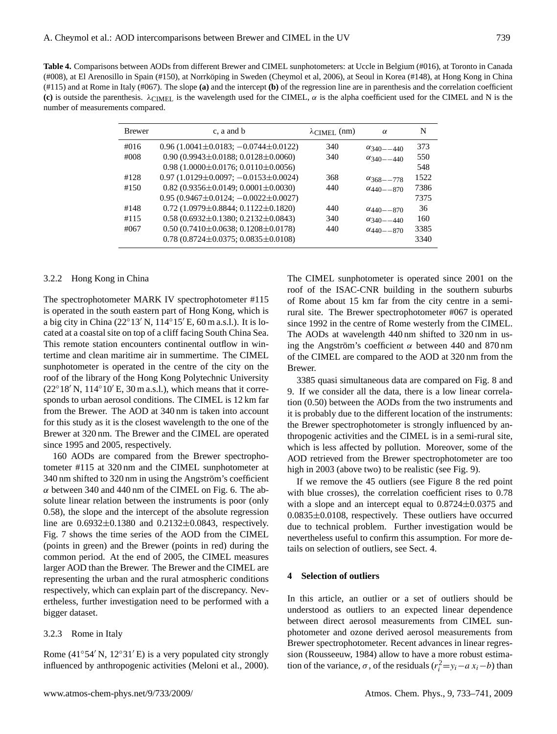**Table 4.** Comparisons between AODs from different Brewer and CIMEL sunphotometers: at Uccle in Belgium (#016), at Toronto in Canada (#008), at El Arenosillo in Spain (#150), at Norrköping in Sweden (Cheymol et al, 2006), at Seoul in Korea (#148), at Hong Kong in China (#115) and at Rome in Italy (#067). The slope **(a)** and the intercept **(b)** of the regression line are in parenthesis and the correlation coefficient **(c)** is outside the parenthesis. $\lambda_{\mathrm{CIMEL}}$ is the wavelength used for the CIMEL, $\alpha$ is the alpha coefficient used for the CIMEL and N is the number of measurements compared.

| Brewer | c, a and b | $\lambda_{\mathrm{CIMEL}}$ (nm) | $\alpha$ | N |
|---|---|---|---|---|
| #016 | 0.96 (1.0041±0.0183; −0.0744±0.0122) | 340 | $\alpha_{340--440}$ | 373 |
| #008 | 0.90 (0.9943±0.0188; 0.0128±0.0060) | 340 | $\alpha_{340--440}$ | 550 |
| | 0.98 (1.0000±0.0176; 0.0110±0.0056) | | | 548 |
| #128 | 0.97 (1.0129±0.0097; −0.0153±0.0024) | 368 | $\alpha_{368--778}$ | 1522 |
| #150 | 0.82 (0.9356±0.0149; 0.0001±0.0030) | 440 | $\alpha_{440--870}$ | 7386 |
| | 0.95 (0.9467±0.0124; −0.0022±0.0027) | | | 7375 |
| #148 | 0.72 (1.0979±0.8844; 0.1122±0.1820) | 440 | $\alpha_{440--870}$ | 36 |
| #115 | 0.58 (0.6932±0.1380; 0.2132±0.0843) | 340 | $\alpha_{340--440}$ | 160 |
| #067 | 0.50 (0.7410±0.0638; 0.1208±0.0178) | 440 | $\alpha_{440--870}$ | 3385 |
| | 0.78 (0.8724±0.0375; 0.0835±0.0108) | | | 3340 |

#### 3.2.2 Hong Kong in China

The spectrophotometer MARK IV spectrophotometer #115 is operated in the south eastern part of Hong Kong, which is a big city in China (22°13′ N, 114°15′ E, 60 m a.s.l.). It is located at a coastal site on top of a cliff facing South China Sea. This remote station encounters continental outflow in wintertime and clean maritime air in summertime. The CIMEL sunphotometer is operated in the centre of the city on the roof of the library of the Hong Kong Polytechnic University (22°18′ N, 114°10′ E, 30 m a.s.l.), which means that it corresponds to urban aerosol conditions. The CIMEL is 12 km far from the Brewer. The AOD at 340 nm is taken into account for this study as it is the closest wavelength to the one of the Brewer at 320 nm. The Brewer and the CIMEL are operated since 1995 and 2005, respectively.

160 AODs are compared from the Brewer spectrophotometer #115 at 320 nm and the CIMEL sunphotometer at 340 nm shifted to 320 nm in using the Angström's coefficient $\alpha$ between 340 and 440 nm of the CIMEL on Fig. 6. The absolute linear relation between the instruments is poor (only 0.58), the slope and the intercept of the absolute regression line are 0.6932±0.1380 and 0.2132±0.0843, respectively. Fig. 7 shows the time series of the AOD from the CIMEL (points in green) and the Brewer (points in red) during the common period. At the end of 2005, the CIMEL measures larger AOD than the Brewer. The Brewer and the CIMEL are representing the urban and the rural atmospheric conditions respectively, which can explain part of the discrepancy. Nevertheless, further investigation need to be performed with a bigger dataset.

#### 3.2.3 Rome in Italy

Rome (41°54′ N, 12°31′ E) is a very populated city strongly influenced by anthropogenic activities (Meloni et al., 2000). The CIMEL sunphotometer is operated since 2001 on the roof of the ISAC-CNR building in the southern suburbs of Rome about 15 km far from the city centre in a semi-rural site. The Brewer spectrophotometer #067 is operated since 1992 in the centre of Rome westerly from the CIMEL. The AODs at wavelength 440 nm shifted to 320 nm in using the Angström's coefficient $\alpha$ between 440 and 870 nm of the CIMEL are compared to the AOD at 320 nm from the Brewer.

3385 quasi simultaneous data are compared on Fig. 8 and 9. If we consider all the data, there is a low linear correlation (0.50) between the AODs from the two instruments and it is probably due to the different location of the instruments: the Brewer spectrophotometer is strongly influenced by anthropogenic activities and the CIMEL is in a semi-rural site, which is less affected by pollution. Moreover, some of the AOD retrieved from the Brewer spectrophotometer are too high in 2003 (above two) to be realistic (see Fig. 9).

If we remove the 45 outliers (see Figure 8 the red point with blue crosses), the correlation coefficient rises to 0.78 with a slope and an intercept equal to 0.8724±0.0375 and 0.0835±0.0108, respectively. These outliers have occurred due to technical problem. Further investigation would be nevertheless useful to confirm this assumption. For more details on selection of outliers, see Sect. 4.

## 4 Selection of outliers

In this article, an outlier or a set of outliers should be understood as outliers to an expected linear dependence between direct aerosol measurements from CIMEL sunphotometer and ozone derived aerosol measurements from Brewer spectrophotometer. Recent advances in linear regression (Rousseeuw, 1984) allow to have a more robust estimation of the variance, $\sigma$, of the residuals ($r_i^2 = y_i - a\,x_i - b$) than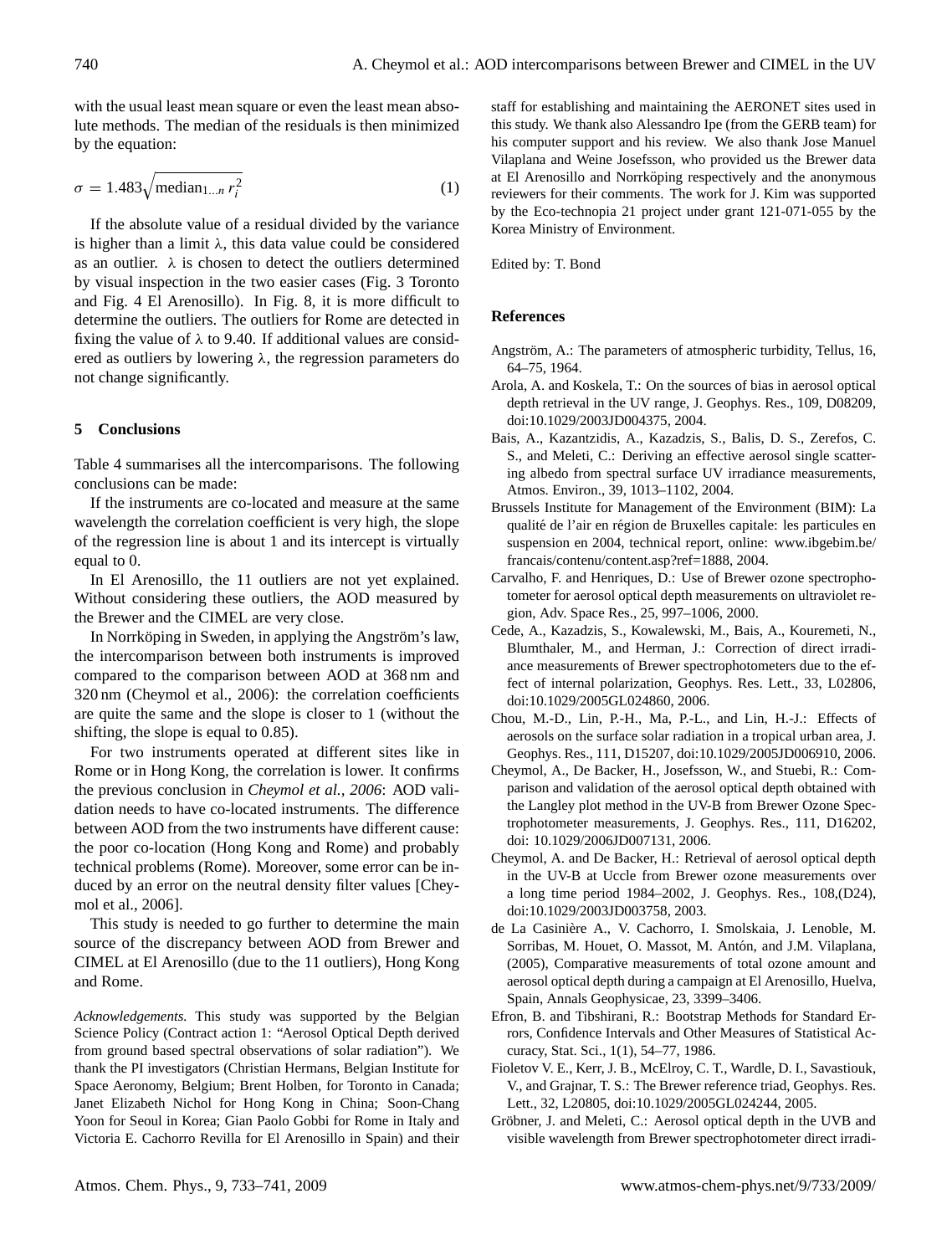with the usual least mean square or even the least mean absolute methods. The median of the residuals is then minimized by the equation:

$$\sigma = 1.483\sqrt{\text{median}_{1\ldots n}\, r_i^2} \quad (1)$$

If the absolute value of a residual divided by the variance is higher than a limit $\lambda$, this data value could be considered as an outlier. $\lambda$ is chosen to detect the outliers determined by visual inspection in the two easier cases (Fig. 3 Toronto and Fig. 4 El Arenosillo). In Fig. 8, it is more difficult to determine the outliers. The outliers for Rome are detected in fixing the value of $\lambda$ to 9.40. If additional values are considered as outliers by lowering $\lambda$, the regression parameters do not change significantly.

## 5 Conclusions

Table 4 summarises all the intercomparisons. The following conclusions can be made:

If the instruments are co-located and measure at the same wavelength the correlation coefficient is very high, the slope of the regression line is about 1 and its intercept is virtually equal to 0.

In El Arenosillo, the 11 outliers are not yet explained. Without considering these outliers, the AOD measured by the Brewer and the CIMEL are very close.

In Norrköping in Sweden, in applying the Angström's law, the intercomparison between both instruments is improved compared to the comparison between AOD at 368 nm and 320 nm (Cheymol et al., 2006): the correlation coefficients are quite the same and the slope is closer to 1 (without the shifting, the slope is equal to 0.85).

For two instruments operated at different sites like in Rome or in Hong Kong, the correlation is lower. It confirms the previous conclusion in *Cheymol et al., 2006*: AOD validation needs to have co-located instruments. The difference between AOD from the two instruments have different cause: the poor co-location (Hong Kong and Rome) and probably technical problems (Rome). Moreover, some error can be induced by an error on the neutral density filter values [Cheymol et al., 2006].

This study is needed to go further to determine the main source of the discrepancy between AOD from Brewer and CIMEL at El Arenosillo (due to the 11 outliers), Hong Kong and Rome.

*Acknowledgements.* This study was supported by the Belgian Science Policy (Contract action 1: "Aerosol Optical Depth derived from ground based spectral observations of solar radiation"). We thank the PI investigators (Christian Hermans, Belgian Institute for Space Aeronomy, Belgium; Brent Holben, for Toronto in Canada; Janet Elizabeth Nichol for Hong Kong in China; Soon-Chang Yoon for Seoul in Korea; Gian Paolo Gobbi for Rome in Italy and Victoria E. Cachorro Revilla for El Arenosillo in Spain) and their staff for establishing and maintaining the AERONET sites used in this study. We thank also Alessandro Ipe (from the GERB team) for his computer support and his review. We also thank Jose Manuel Vilaplana and Weine Josefsson, who provided us the Brewer data at El Arenosillo and Norrköping respectively and the anonymous reviewers for their comments. The work for J. Kim was supported by the Eco-technopia 21 project under grant 121-071-055 by the Korea Ministry of Environment.

Edited by: T. Bond

## References

Angström, A.: The parameters of atmospheric turbidity, Tellus, 16, 64–75, 1964.

Arola, A. and Koskela, T.: On the sources of bias in aerosol optical depth retrieval in the UV range, J. Geophys. Res., 109, D08209, doi:10.1029/2003JD004375, 2004.

Bais, A., Kazantzidis, A., Kazadzis, S., Balis, D. S., Zerefos, C. S., and Meleti, C.: Deriving an effective aerosol single scattering albedo from spectral surface UV irradiance measurements, Atmos. Environ., 39, 1013–1102, 2004.

Brussels Institute for Management of the Environment (BIM): La qualité de l'air en région de Bruxelles capitale: les particules en suspension en 2004, technical report, online: www.ibgebim.be/francais/contenu/content.asp?ref=1888, 2004.

Carvalho, F. and Henriques, D.: Use of Brewer ozone spectrophotometer for aerosol optical depth measurements on ultraviolet region, Adv. Space Res., 25, 997–1006, 2000.

Cede, A., Kazadzis, S., Kowalewski, M., Bais, A., Kouremeti, N., Blumthaler, M., and Herman, J.: Correction of direct irradiance measurements of Brewer spectrophotometers due to the effect of internal polarization, Geophys. Res. Lett., 33, L02806, doi:10.1029/2005GL024860, 2006.

Chou, M.-D., Lin, P.-H., Ma, P.-L., and Lin, H.-J.: Effects of aerosols on the surface solar radiation in a tropical urban area, J. Geophys. Res., 111, D15207, doi:10.1029/2005JD006910, 2006.

Cheymol, A., De Backer, H., Josefsson, W., and Stuebi, R.: Comparison and validation of the aerosol optical depth obtained with the Langley plot method in the UV-B from Brewer Ozone Spectrophotometer measurements, J. Geophys. Res., 111, D16202, doi: 10.1029/2006JD007131, 2006.

Cheymol, A. and De Backer, H.: Retrieval of aerosol optical depth in the UV-B at Uccle from Brewer ozone measurements over a long time period 1984–2002, J. Geophys. Res., 108,(D24), doi:10.1029/2003JD003758, 2003.

de La Casinière A., V. Cachorro, I. Smolskaia, J. Lenoble, M. Sorribas, M. Houet, O. Massot, M. Antón, and J.M. Vilaplana, (2005), Comparative measurements of total ozone amount and aerosol optical depth during a campaign at El Arenosillo, Huelva, Spain, Annals Geophysicae, 23, 3399–3406.

Efron, B. and Tibshirani, R.: Bootstrap Methods for Standard Errors, Confidence Intervals and Other Measures of Statistical Accuracy, Stat. Sci., 1(1), 54–77, 1986.

Fioletov V. E., Kerr, J. B., McElroy, C. T., Wardle, D. I., Savastiouk, V., and Grajnar, T. S.: The Brewer reference triad, Geophys. Res. Lett., 32, L20805, doi:10.1029/2005GL024244, 2005.

Gröbner, J. and Meleti, C.: Aerosol optical depth in the UVB and visible wavelength from Brewer spectrophotometer direct irradi-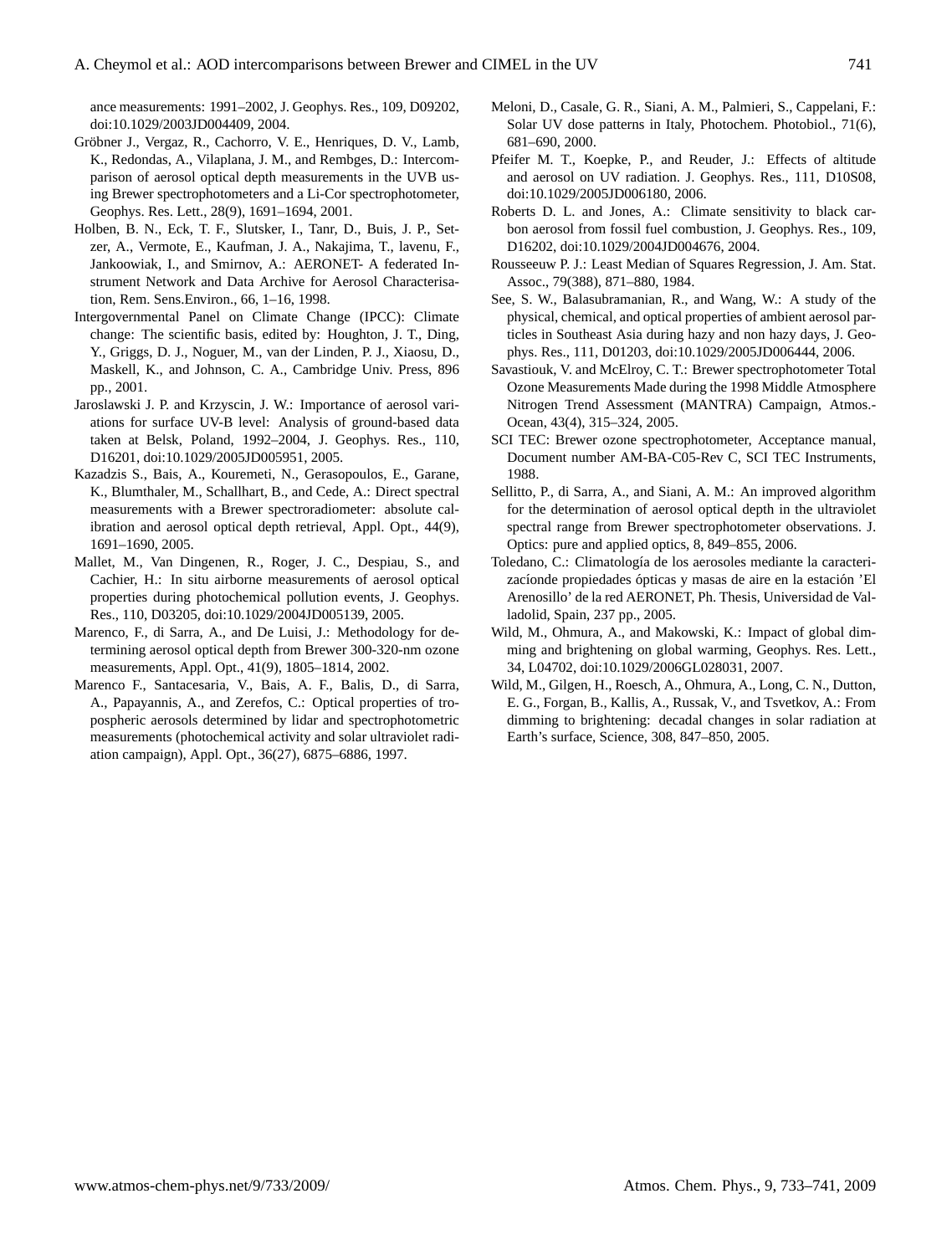ance measurements: 1991–2002, J. Geophys. Res., 109, D09202, doi:10.1029/2003JD004409, 2004.

Gröbner J., Vergaz, R., Cachorro, V. E., Henriques, D. V., Lamb, K., Redondas, A., Vilaplana, J. M., and Rembges, D.: Intercomparison of aerosol optical depth measurements in the UVB using Brewer spectrophotometers and a Li-Cor spectrophotometer, Geophys. Res. Lett., 28(9), 1691–1694, 2001.

Holben, B. N., Eck, T. F., Slutsker, I., Tanr, D., Buis, J. P., Setzer, A., Vermote, E., Kaufman, J. A., Nakajima, T., lavenu, F., Jankoowiak, I., and Smirnov, A.: AERONET- A federated Instrument Network and Data Archive for Aerosol Characterisation, Rem. Sens.Environ., 66, 1–16, 1998.

Intergovernmental Panel on Climate Change (IPCC): Climate change: The scientific basis, edited by: Houghton, J. T., Ding, Y., Griggs, D. J., Noguer, M., van der Linden, P. J., Xiaosu, D., Maskell, K., and Johnson, C. A., Cambridge Univ. Press, 896 pp., 2001.

Jaroslawski J. P. and Krzyscin, J. W.: Importance of aerosol variations for surface UV-B level: Analysis of ground-based data taken at Belsk, Poland, 1992–2004, J. Geophys. Res., 110, D16201, doi:10.1029/2005JD005951, 2005.

Kazadzis S., Bais, A., Kouremeti, N., Gerasopoulos, E., Garane, K., Blumthaler, M., Schallhart, B., and Cede, A.: Direct spectral measurements with a Brewer spectroradiometer: absolute calibration and aerosol optical depth retrieval, Appl. Opt., 44(9), 1691–1690, 2005.

Mallet, M., Van Dingenen, R., Roger, J. C., Despiau, S., and Cachier, H.: In situ airborne measurements of aerosol optical properties during photochemical pollution events, J. Geophys. Res., 110, D03205, doi:10.1029/2004JD005139, 2005.

Marenco, F., di Sarra, A., and De Luisi, J.: Methodology for determining aerosol optical depth from Brewer 300-320-nm ozone measurements, Appl. Opt., 41(9), 1805–1814, 2002.

Marenco F., Santacesaria, V., Bais, A. F., Balis, D., di Sarra, A., Papayannis, A., and Zerefos, C.: Optical properties of tropospheric aerosols determined by lidar and spectrophotometric measurements (photochemical activity and solar ultraviolet radiation campaign), Appl. Opt., 36(27), 6875–6886, 1997.

Meloni, D., Casale, G. R., Siani, A. M., Palmieri, S., Cappelani, F.: Solar UV dose patterns in Italy, Photochem. Photobiol., 71(6), 681–690, 2000.

Pfeifer M. T., Koepke, P., and Reuder, J.: Effects of altitude and aerosol on UV radiation. J. Geophys. Res., 111, D10S08, doi:10.1029/2005JD006180, 2006.

Roberts D. L. and Jones, A.: Climate sensitivity to black carbon aerosol from fossil fuel combustion, J. Geophys. Res., 109, D16202, doi:10.1029/2004JD004676, 2004.

Rousseeuw P. J.: Least Median of Squares Regression, J. Am. Stat. Assoc., 79(388), 871–880, 1984.

See, S. W., Balasubramanian, R., and Wang, W.: A study of the physical, chemical, and optical properties of ambient aerosol particles in Southeast Asia during hazy and non hazy days, J. Geophys. Res., 111, D01203, doi:10.1029/2005JD006444, 2006.

Savastiouk, V. and McElroy, C. T.: Brewer spectrophotometer Total Ozone Measurements Made during the 1998 Middle Atmosphere Nitrogen Trend Assessment (MANTRA) Campaign, Atmos.-Ocean, 43(4), 315–324, 2005.

SCI TEC: Brewer ozone spectrophotometer, Acceptance manual, Document number AM-BA-C05-Rev C, SCI TEC Instruments, 1988.

Sellitto, P., di Sarra, A., and Siani, A. M.: An improved algorithm for the determination of aerosol optical depth in the ultraviolet spectral range from Brewer spectrophotometer observations. J. Optics: pure and applied optics, 8, 849–855, 2006.

Toledano, C.: Climatología de los aerosoles mediante la caracterizacíonde propiedades ópticas y masas de aire en la estación 'El Arenosillo' de la red AERONET, Ph. Thesis, Universidad de Valladolid, Spain, 237 pp., 2005.

Wild, M., Ohmura, A., and Makowski, K.: Impact of global dimming and brightening on global warming, Geophys. Res. Lett., 34, L04702, doi:10.1029/2006GL028031, 2007.

Wild, M., Gilgen, H., Roesch, A., Ohmura, A., Long, C. N., Dutton, E. G., Forgan, B., Kallis, A., Russak, V., and Tsvetkov, A.: From dimming to brightening: decadal changes in solar radiation at Earth's surface, Science, 308, 847–850, 2005.